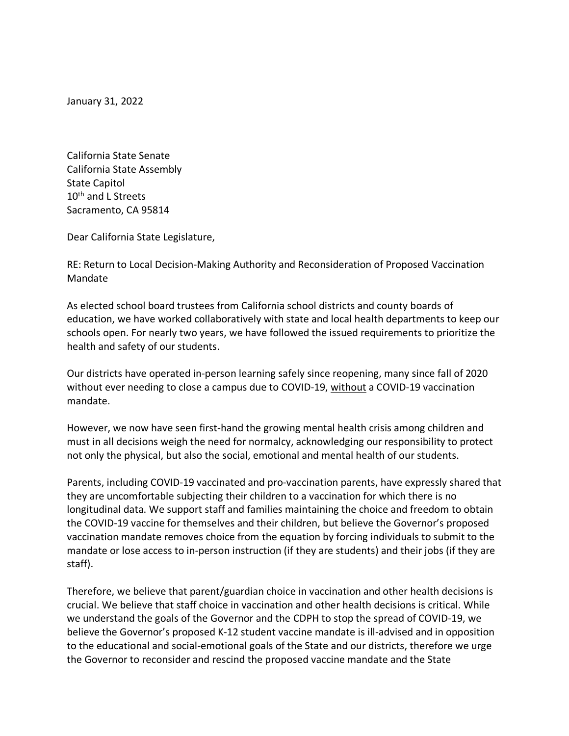January 31, 2022

California State Senate
California State Assembly
State Capitol
10th and L Streets
Sacramento, CA 95814

Dear California State Legislature,

RE: Return to Local Decision-Making Authority and Reconsideration of Proposed Vaccination Mandate

As elected school board trustees from California school districts and county boards of education, we have worked collaboratively with state and local health departments to keep our schools open. For nearly two years, we have followed the issued requirements to prioritize the health and safety of our students.

Our districts have operated in-person learning safely since reopening, many since fall of 2020 without ever needing to close a campus due to COVID-19, <u>without</u> a COVID-19 vaccination mandate.

However, we now have seen first-hand the growing mental health crisis among children and must in all decisions weigh the need for normalcy, acknowledging our responsibility to protect not only the physical, but also the social, emotional and mental health of our students.

Parents, including COVID-19 vaccinated and pro-vaccination parents, have expressly shared that they are uncomfortable subjecting their children to a vaccination for which there is no longitudinal data. We support staff and families maintaining the choice and freedom to obtain the COVID-19 vaccine for themselves and their children, but believe the Governor's proposed vaccination mandate removes choice from the equation by forcing individuals to submit to the mandate or lose access to in-person instruction (if they are students) and their jobs (if they are staff).

Therefore, we believe that parent/guardian choice in vaccination and other health decisions is crucial. We believe that staff choice in vaccination and other health decisions is critical. While we understand the goals of the Governor and the CDPH to stop the spread of COVID-19, we believe the Governor's proposed K-12 student vaccine mandate is ill-advised and in opposition to the educational and social-emotional goals of the State and our districts, therefore we urge the Governor to reconsider and rescind the proposed vaccine mandate and the State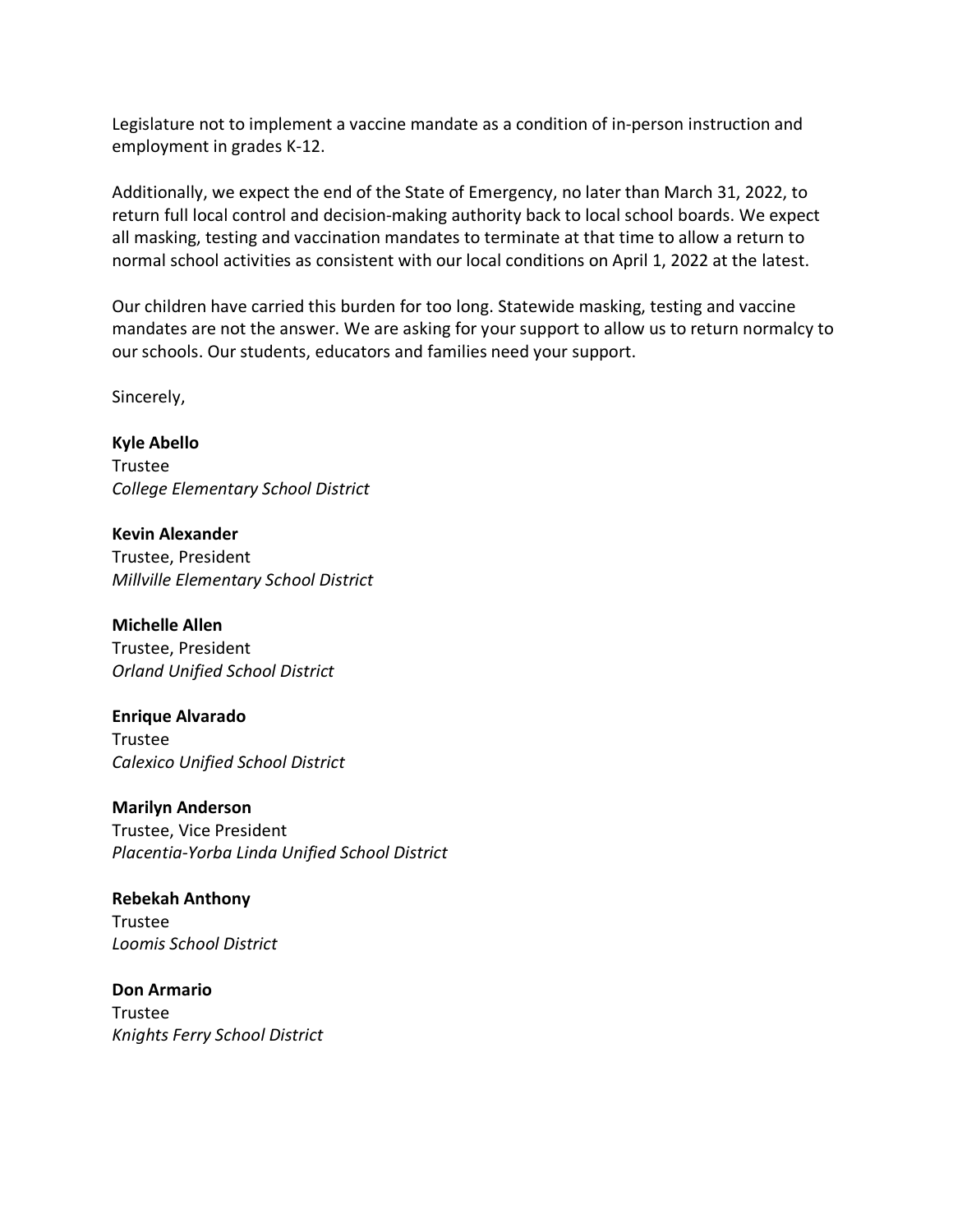Legislature not to implement a vaccine mandate as a condition of in-person instruction and employment in grades K-12.

Additionally, we expect the end of the State of Emergency, no later than March 31, 2022, to return full local control and decision-making authority back to local school boards. We expect all masking, testing and vaccination mandates to terminate at that time to allow a return to normal school activities as consistent with our local conditions on April 1, 2022 at the latest.

Our children have carried this burden for too long. Statewide masking, testing and vaccine mandates are not the answer. We are asking for your support to allow us to return normalcy to our schools. Our students, educators and families need your support.

Sincerely,

**Kyle Abello**
Trustee
*College Elementary School District*

**Kevin Alexander**
Trustee, President
*Millville Elementary School District*

**Michelle Allen**
Trustee, President
*Orland Unified School District*

**Enrique Alvarado**
Trustee
*Calexico Unified School District*

**Marilyn Anderson**
Trustee, Vice President
*Placentia-Yorba Linda Unified School District*

**Rebekah Anthony**
Trustee
*Loomis School District*

**Don Armario**
Trustee
*Knights Ferry School District*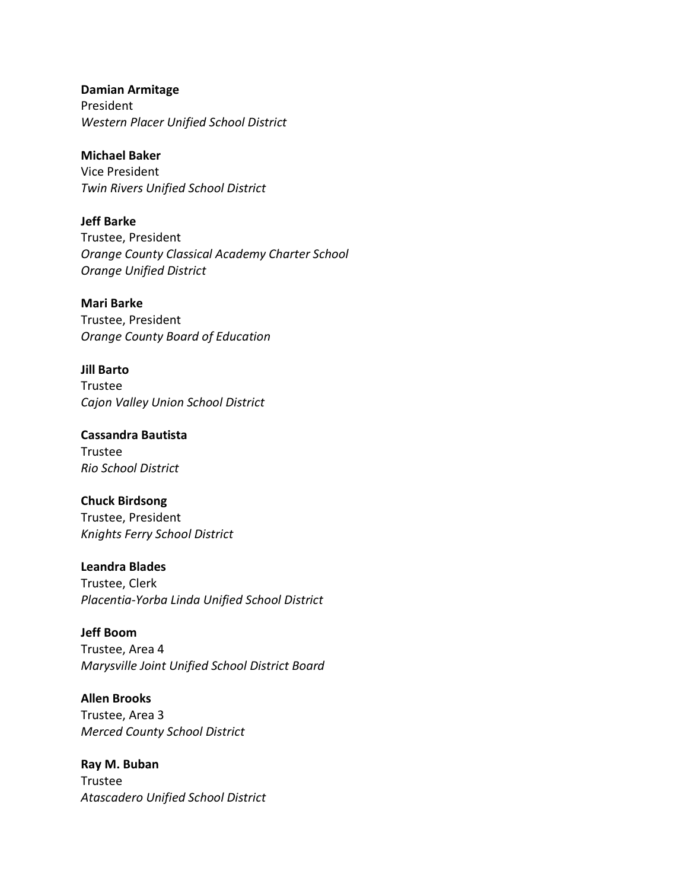**Damian Armitage**
President
*Western Placer Unified School District*

**Michael Baker**
Vice President
*Twin Rivers Unified School District*

**Jeff Barke**
Trustee, President
*Orange County Classical Academy Charter School*
*Orange Unified District*

**Mari Barke**
Trustee, President
*Orange County Board of Education*

**Jill Barto**
Trustee
*Cajon Valley Union School District*

**Cassandra Bautista**
Trustee
*Rio School District*

**Chuck Birdsong**
Trustee, President
*Knights Ferry School District*

**Leandra Blades**
Trustee, Clerk
*Placentia-Yorba Linda Unified School District*

**Jeff Boom**
Trustee, Area 4
*Marysville Joint Unified School District Board*

**Allen Brooks**
Trustee, Area 3
*Merced County School District*

**Ray M. Buban**
Trustee
*Atascadero Unified School District*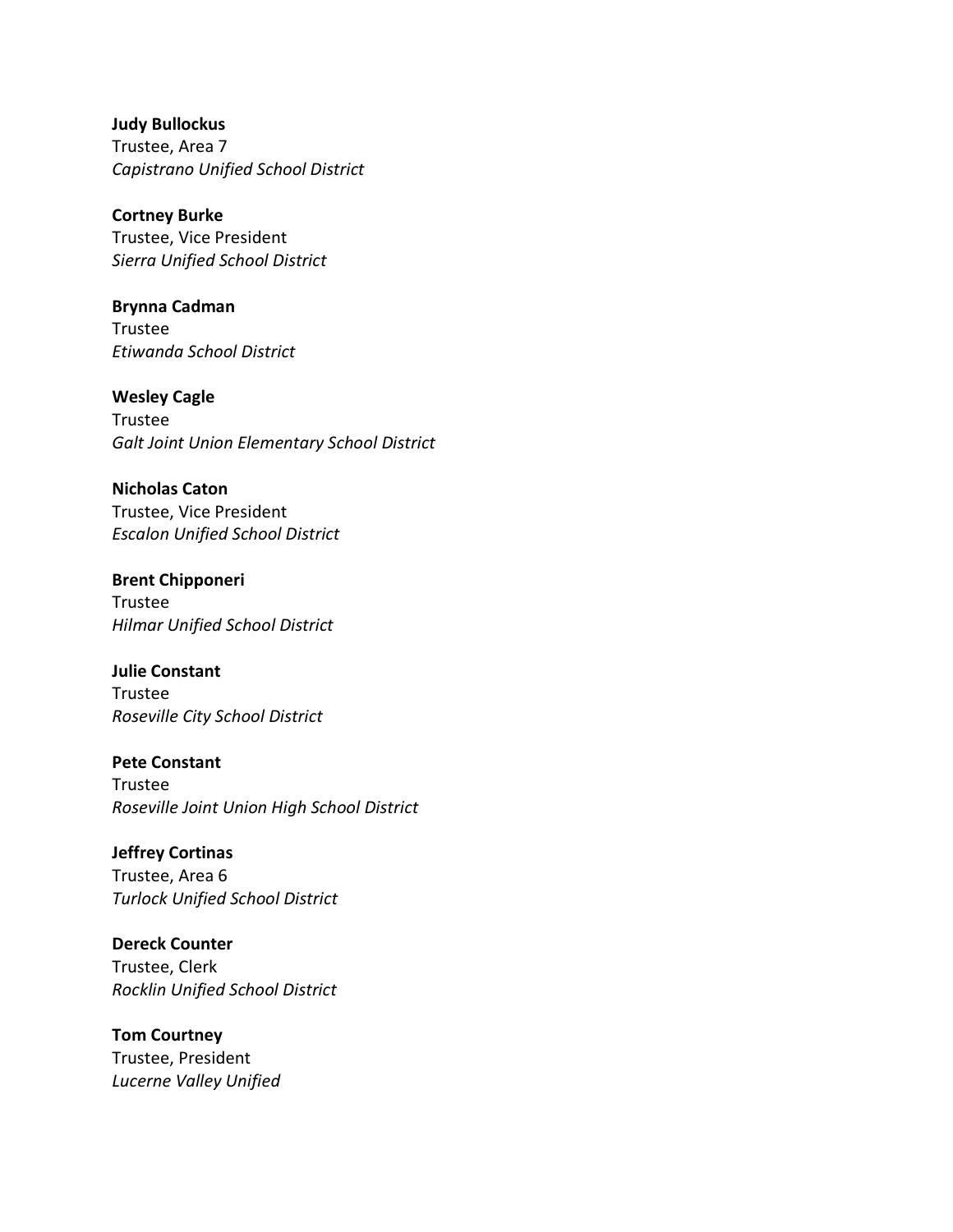**Judy Bullockus**
Trustee, Area 7
*Capistrano Unified School District*

**Cortney Burke**
Trustee, Vice President
*Sierra Unified School District*

**Brynna Cadman**
Trustee
*Etiwanda School District*

**Wesley Cagle**
Trustee
*Galt Joint Union Elementary School District*

**Nicholas Caton**
Trustee, Vice President
*Escalon Unified School District*

**Brent Chipponeri**
Trustee
*Hilmar Unified School District*

**Julie Constant**
Trustee
*Roseville City School District*

**Pete Constant**
Trustee
*Roseville Joint Union High School District*

**Jeffrey Cortinas**
Trustee, Area 6
*Turlock Unified School District*

**Dereck Counter**
Trustee, Clerk
*Rocklin Unified School District*

**Tom Courtney**
Trustee, President
*Lucerne Valley Unified*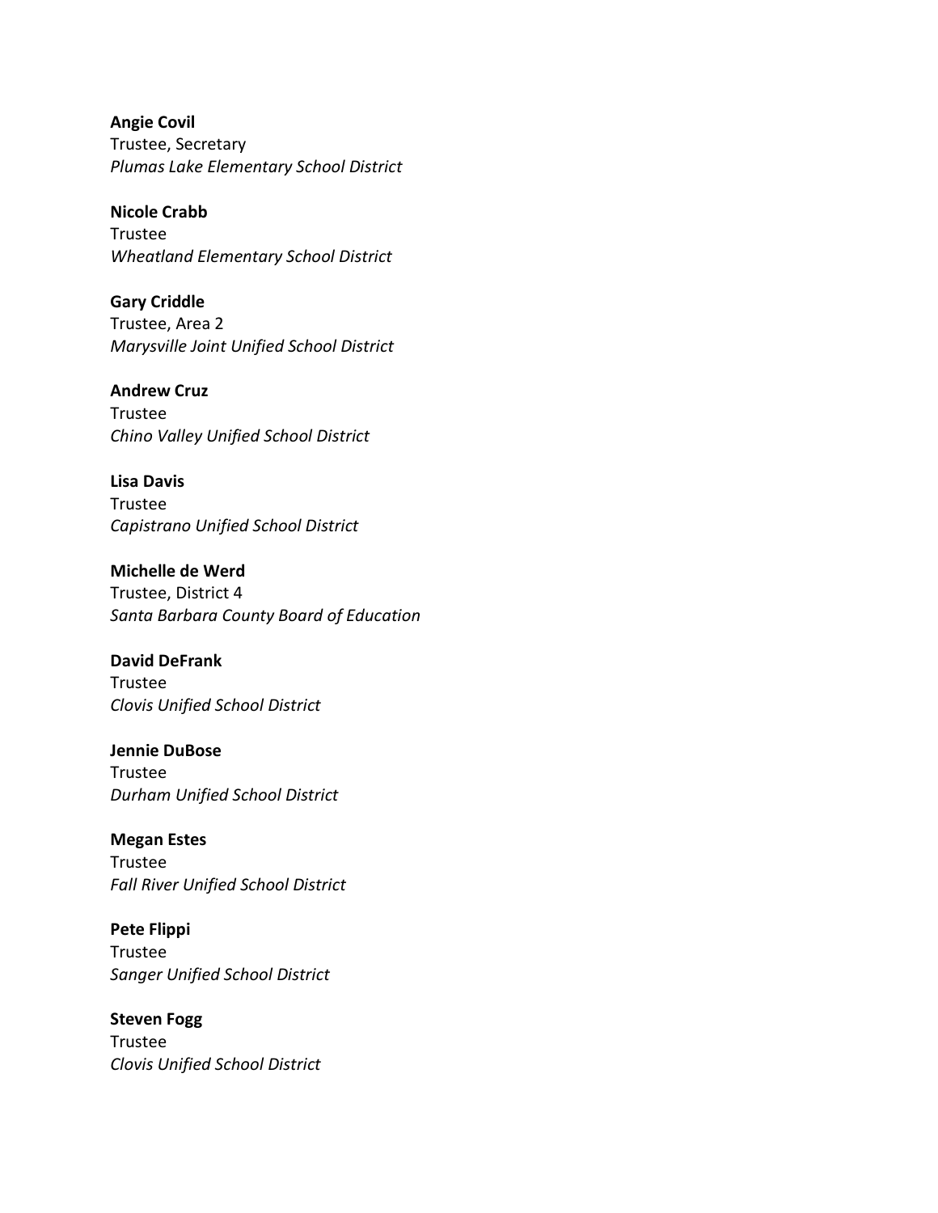**Angie Covil**
Trustee, Secretary
*Plumas Lake Elementary School District*

**Nicole Crabb**
Trustee
*Wheatland Elementary School District*

**Gary Criddle**
Trustee, Area 2
*Marysville Joint Unified School District*

**Andrew Cruz**
Trustee
*Chino Valley Unified School District*

**Lisa Davis**
Trustee
*Capistrano Unified School District*

**Michelle de Werd**
Trustee, District 4
*Santa Barbara County Board of Education*

**David DeFrank**
Trustee
*Clovis Unified School District*

**Jennie DuBose**
Trustee
*Durham Unified School District*

**Megan Estes**
Trustee
*Fall River Unified School District*

**Pete Flippi**
Trustee
*Sanger Unified School District*

**Steven Fogg**
Trustee
*Clovis Unified School District*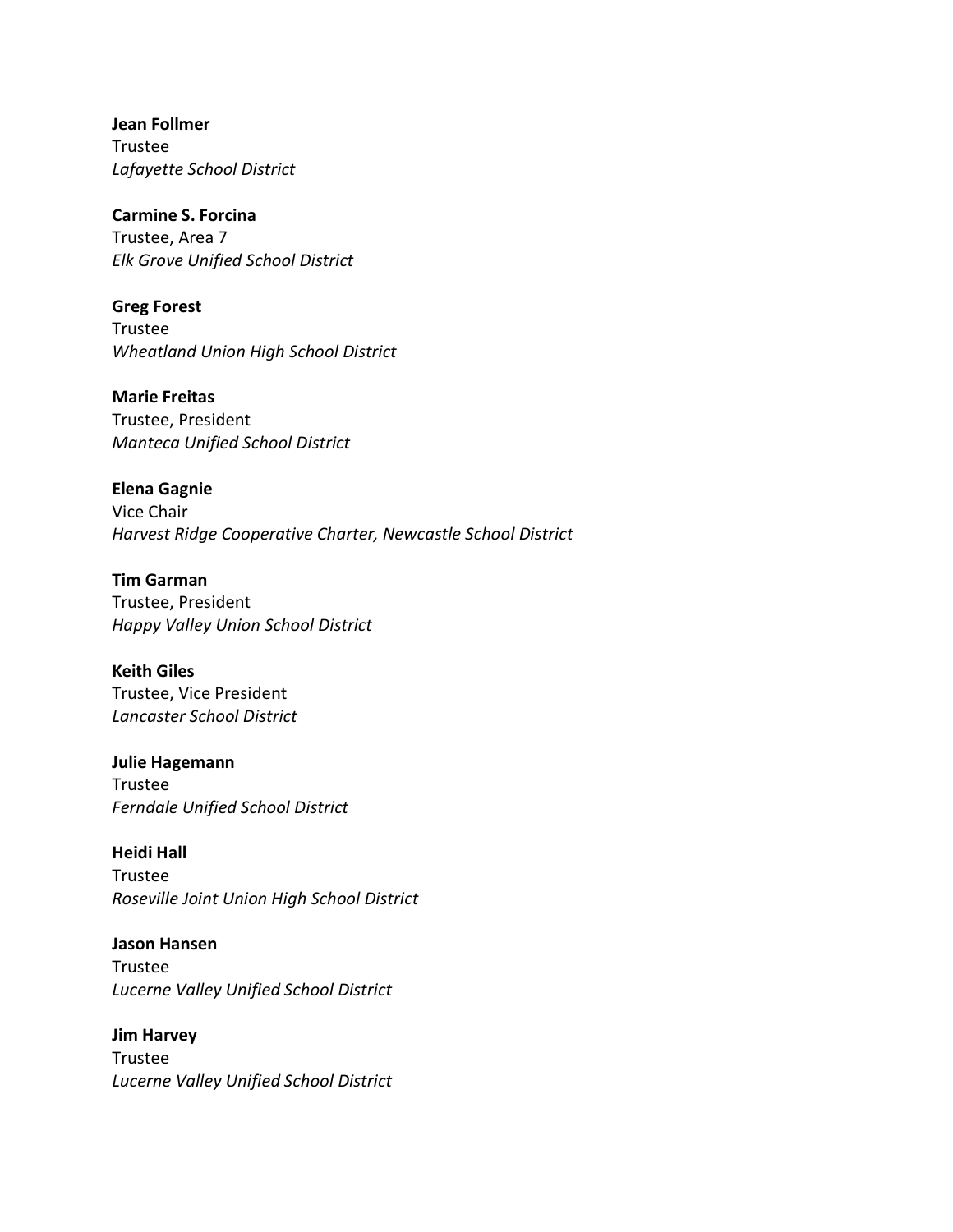**Jean Follmer**
Trustee
*Lafayette School District*

**Carmine S. Forcina**
Trustee, Area 7
*Elk Grove Unified School District*

**Greg Forest**
Trustee
*Wheatland Union High School District*

**Marie Freitas**
Trustee, President
*Manteca Unified School District*

**Elena Gagnie**
Vice Chair
*Harvest Ridge Cooperative Charter, Newcastle School District*

**Tim Garman**
Trustee, President
*Happy Valley Union School District*

**Keith Giles**
Trustee, Vice President
*Lancaster School District*

**Julie Hagemann**
Trustee
*Ferndale Unified School District*

**Heidi Hall**
Trustee
*Roseville Joint Union High School District*

**Jason Hansen**
Trustee
*Lucerne Valley Unified School District*

**Jim Harvey**
Trustee
*Lucerne Valley Unified School District*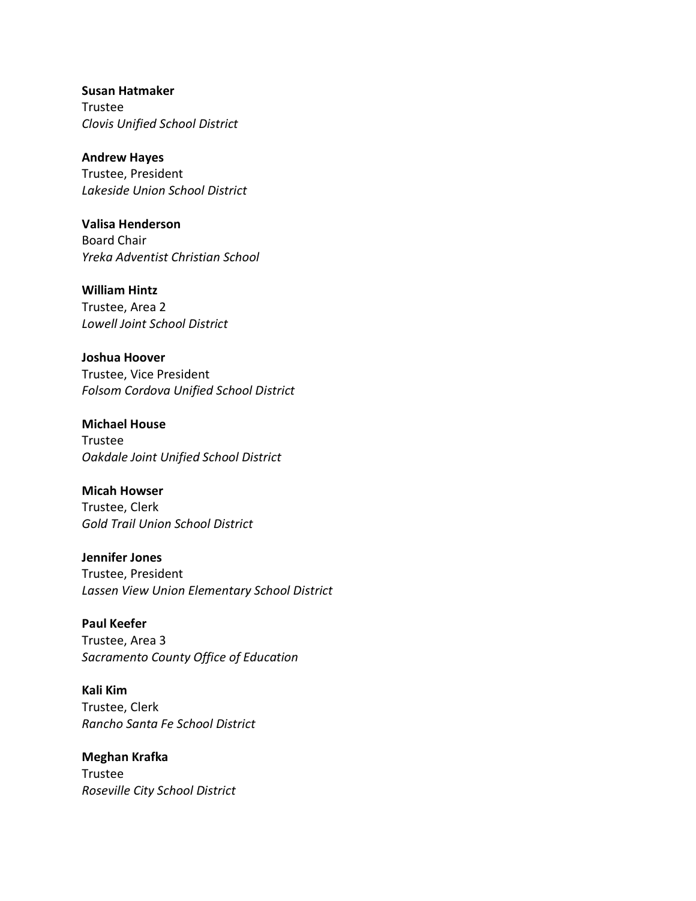**Susan Hatmaker**  
Trustee  
*Clovis Unified School District*

**Andrew Hayes**  
Trustee, President  
*Lakeside Union School District*

**Valisa Henderson**  
Board Chair  
*Yreka Adventist Christian School*

**William Hintz**  
Trustee, Area 2  
*Lowell Joint School District*

**Joshua Hoover**  
Trustee, Vice President  
*Folsom Cordova Unified School District*

**Michael House**  
Trustee  
*Oakdale Joint Unified School District*

**Micah Howser**  
Trustee, Clerk  
*Gold Trail Union School District*

**Jennifer Jones**  
Trustee, President  
*Lassen View Union Elementary School District*

**Paul Keefer**  
Trustee, Area 3  
*Sacramento County Office of Education*

**Kali Kim**  
Trustee, Clerk  
*Rancho Santa Fe School District*

**Meghan Krafka**  
Trustee  
*Roseville City School District*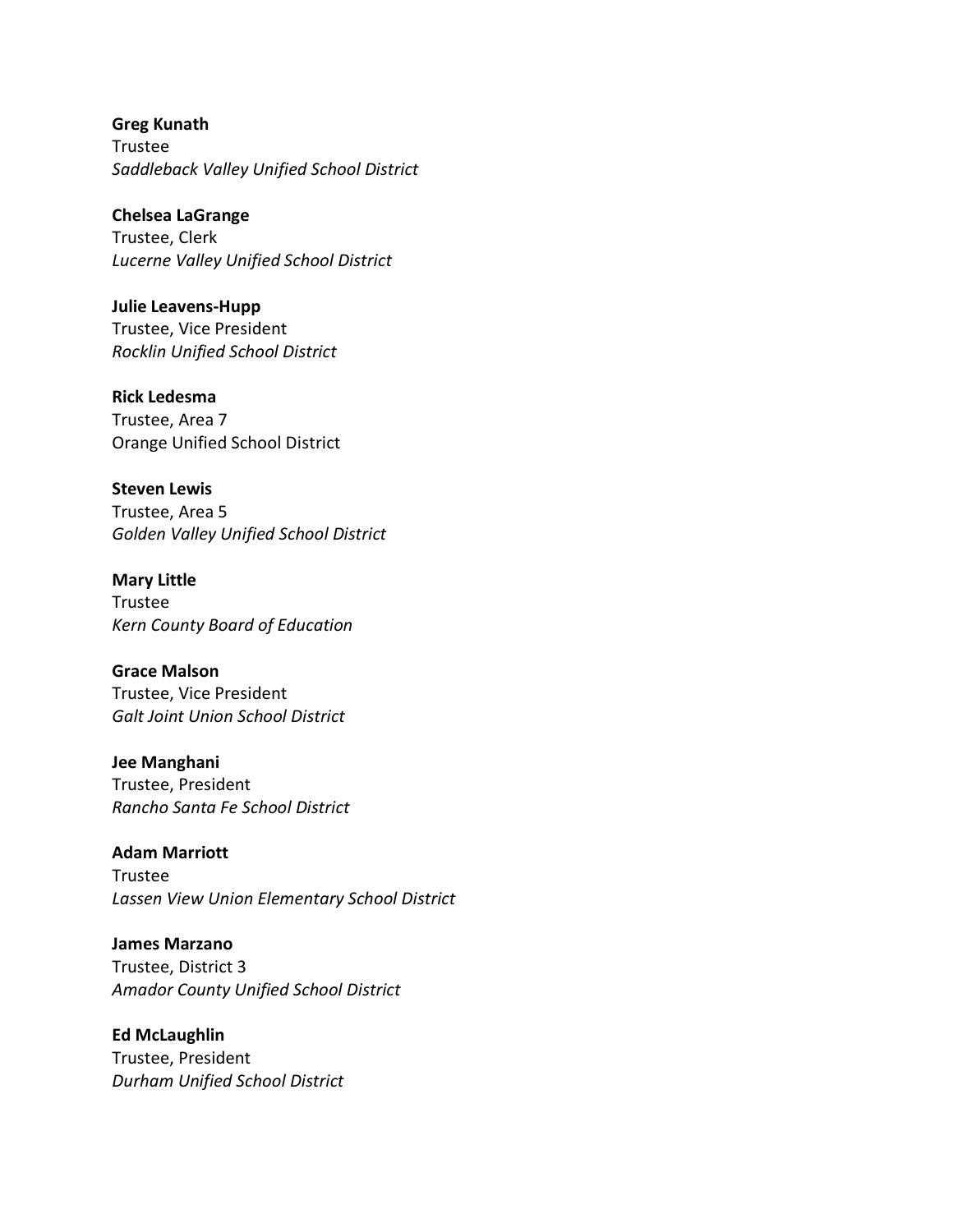**Greg Kunath**
Trustee
*Saddleback Valley Unified School District*

**Chelsea LaGrange**
Trustee, Clerk
*Lucerne Valley Unified School District*

**Julie Leavens-Hupp**
Trustee, Vice President
*Rocklin Unified School District*

**Rick Ledesma**
Trustee, Area 7
Orange Unified School District

**Steven Lewis**
Trustee, Area 5
*Golden Valley Unified School District*

**Mary Little**
Trustee
*Kern County Board of Education*

**Grace Malson**
Trustee, Vice President
*Galt Joint Union School District*

**Jee Manghani**
Trustee, President
*Rancho Santa Fe School District*

**Adam Marriott**
Trustee
*Lassen View Union Elementary School District*

**James Marzano**
Trustee, District 3
*Amador County Unified School District*

**Ed McLaughlin**
Trustee, President
*Durham Unified School District*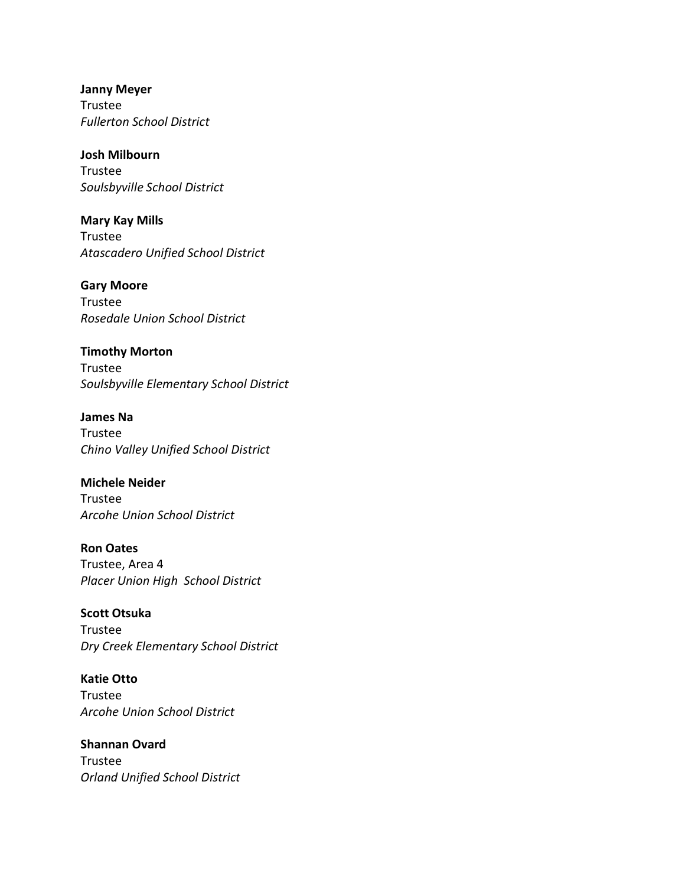**Janny Meyer**
Trustee
*Fullerton School District*

**Josh Milbourn**
Trustee
*Soulsbyville School District*

**Mary Kay Mills**
Trustee
*Atascadero Unified School District*

**Gary Moore**
Trustee
*Rosedale Union School District*

**Timothy Morton**
Trustee
*Soulsbyville Elementary School District*

**James Na**
Trustee
*Chino Valley Unified School District*

**Michele Neider**
Trustee
*Arcohe Union School District*

**Ron Oates**
Trustee, Area 4
*Placer Union High School District*

**Scott Otsuka**
Trustee
*Dry Creek Elementary School District*

**Katie Otto**
Trustee
*Arcohe Union School District*

**Shannan Ovard**
Trustee
*Orland Unified School District*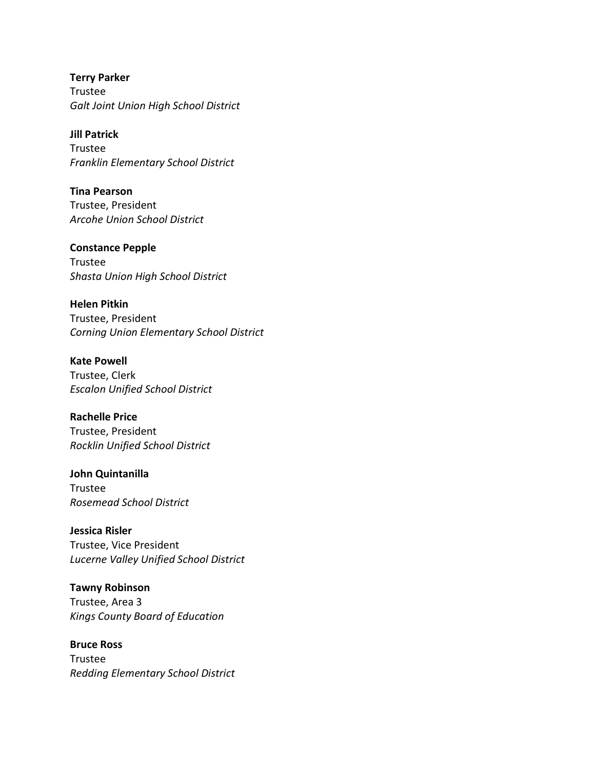**Terry Parker**
Trustee
*Galt Joint Union High School District*

**Jill Patrick**
Trustee
*Franklin Elementary School District*

**Tina Pearson**
Trustee, President
*Arcohe Union School District*

**Constance Pepple**
Trustee
*Shasta Union High School District*

**Helen Pitkin**
Trustee, President
*Corning Union Elementary School District*

**Kate Powell**
Trustee, Clerk
*Escalon Unified School District*

**Rachelle Price**
Trustee, President
*Rocklin Unified School District*

**John Quintanilla**
Trustee
*Rosemead School District*

**Jessica Risler**
Trustee, Vice President
*Lucerne Valley Unified School District*

**Tawny Robinson**
Trustee, Area 3
*Kings County Board of Education*

**Bruce Ross**
Trustee
*Redding Elementary School District*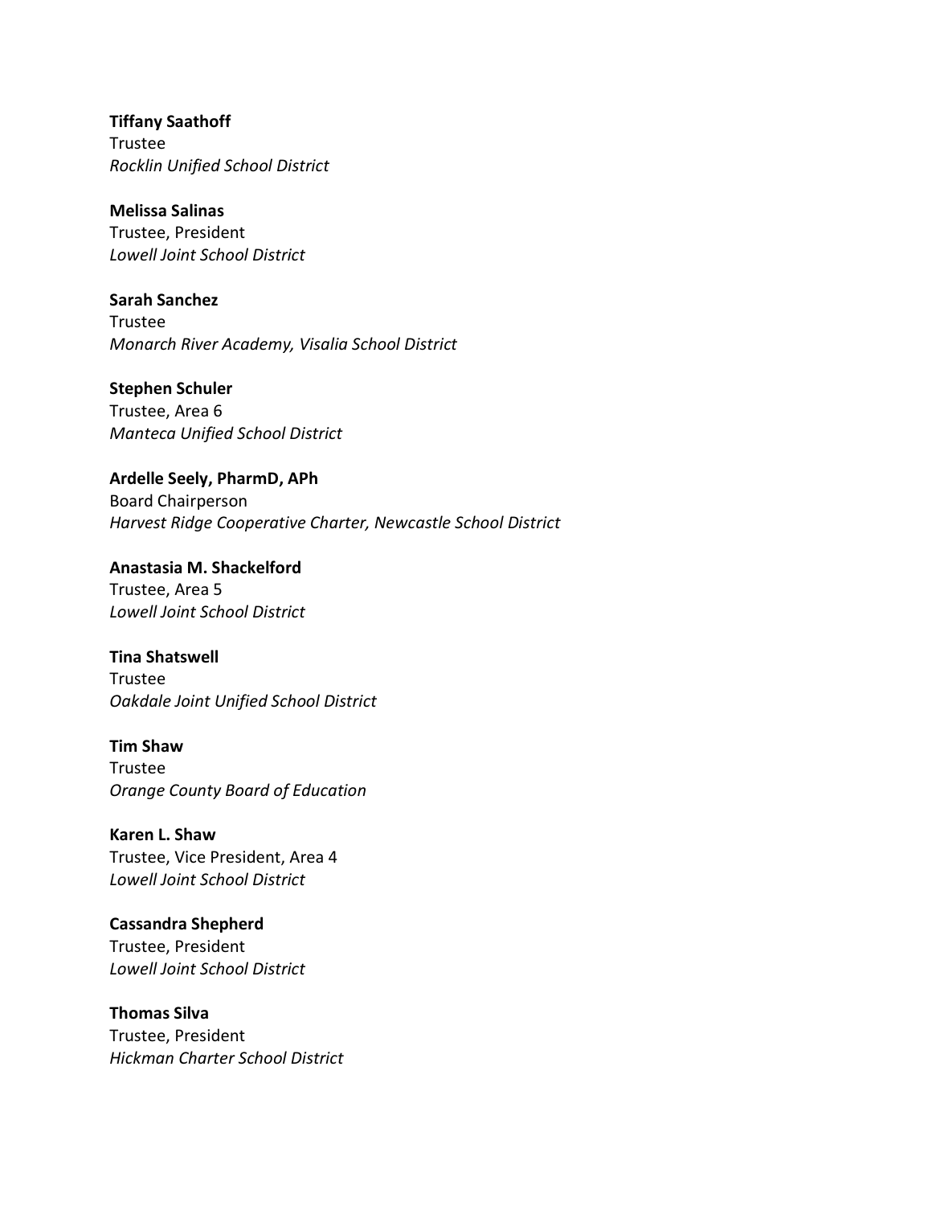**Tiffany Saathoff**
Trustee
*Rocklin Unified School District*

**Melissa Salinas**
Trustee, President
*Lowell Joint School District*

**Sarah Sanchez**
Trustee
*Monarch River Academy, Visalia School District*

**Stephen Schuler**
Trustee, Area 6
*Manteca Unified School District*

**Ardelle Seely, PharmD, APh**
Board Chairperson
*Harvest Ridge Cooperative Charter, Newcastle School District*

**Anastasia M. Shackelford**
Trustee, Area 5
*Lowell Joint School District*

**Tina Shatswell**
Trustee
*Oakdale Joint Unified School District*

**Tim Shaw**
Trustee
*Orange County Board of Education*

**Karen L. Shaw**
Trustee, Vice President, Area 4
*Lowell Joint School District*

**Cassandra Shepherd**
Trustee, President
*Lowell Joint School District*

**Thomas Silva**
Trustee, President
*Hickman Charter School District*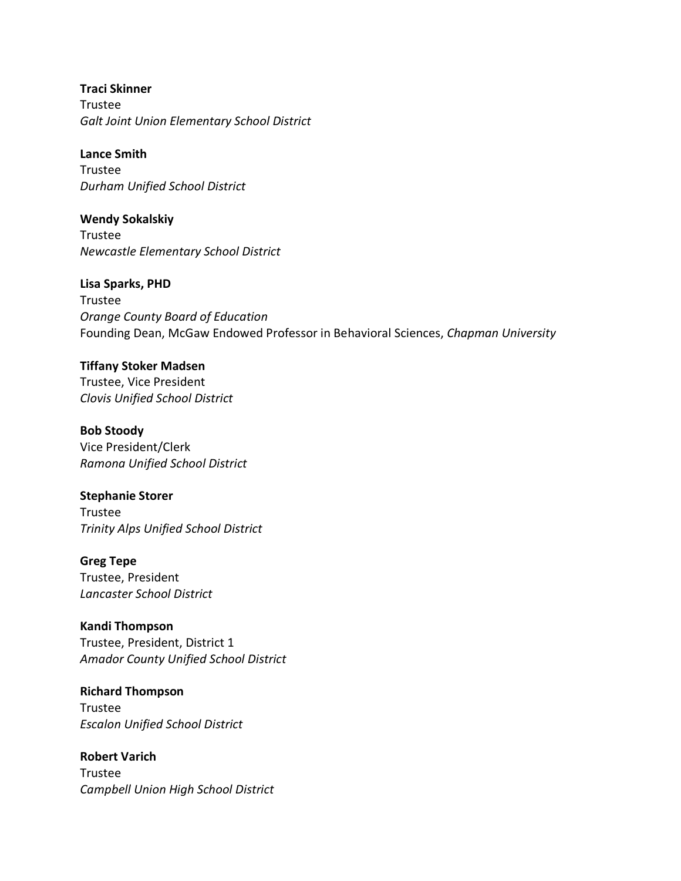**Traci Skinner**
Trustee
*Galt Joint Union Elementary School District*

**Lance Smith**
Trustee
*Durham Unified School District*

**Wendy Sokalskiy**
Trustee
*Newcastle Elementary School District*

**Lisa Sparks, PHD**
Trustee
*Orange County Board of Education*
Founding Dean, McGaw Endowed Professor in Behavioral Sciences, *Chapman University*

**Tiffany Stoker Madsen**
Trustee, Vice President
*Clovis Unified School District*

**Bob Stoody**
Vice President/Clerk
*Ramona Unified School District*

**Stephanie Storer**
Trustee
*Trinity Alps Unified School District*

**Greg Tepe**
Trustee, President
*Lancaster School District*

**Kandi Thompson**
Trustee, President, District 1
*Amador County Unified School District*

**Richard Thompson**
Trustee
*Escalon Unified School District*

**Robert Varich**
Trustee
*Campbell Union High School District*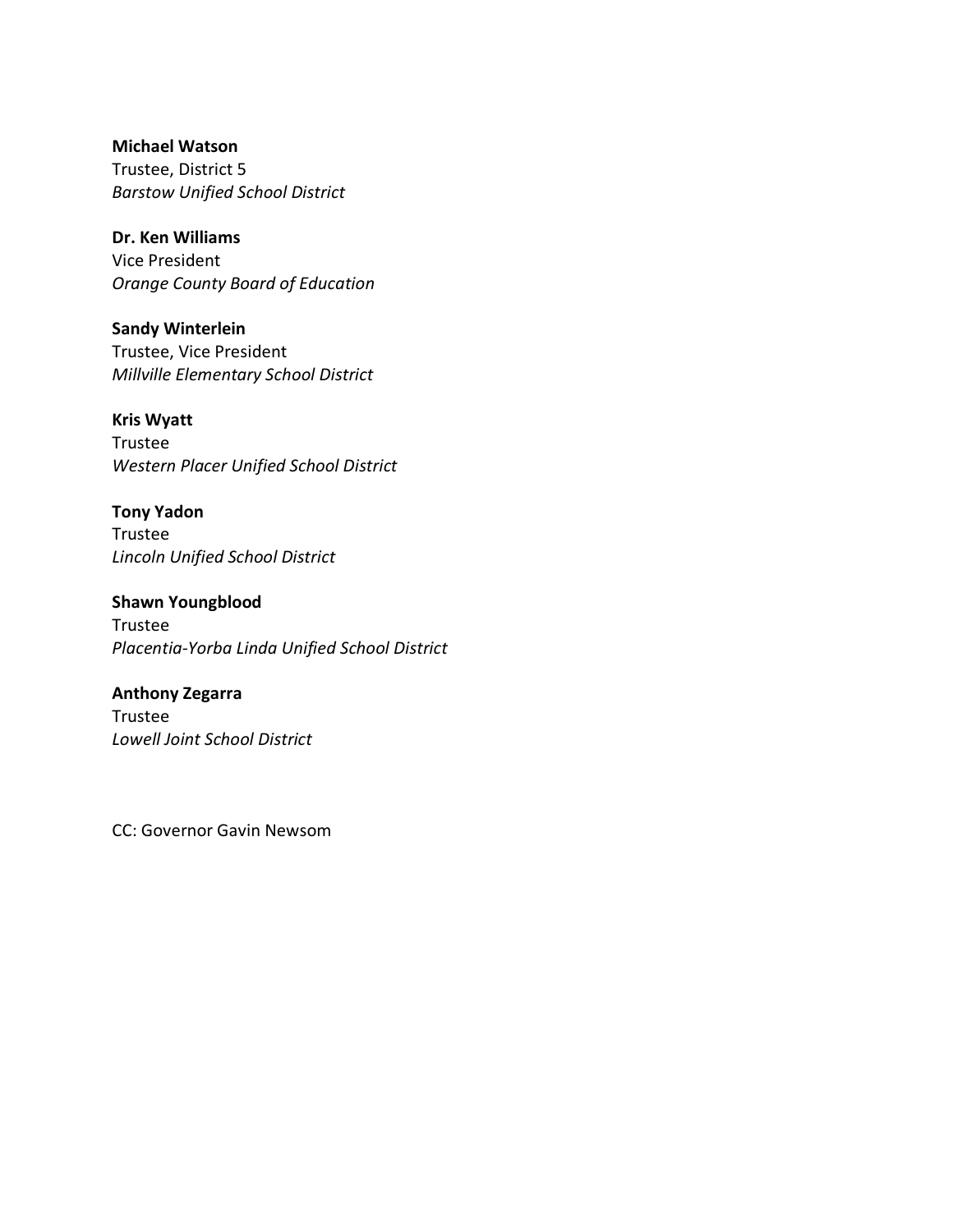**Michael Watson**
Trustee, District 5
*Barstow Unified School District*

**Dr. Ken Williams**
Vice President
*Orange County Board of Education*

**Sandy Winterlein**
Trustee, Vice President
*Millville Elementary School District*

**Kris Wyatt**
Trustee
*Western Placer Unified School District*

**Tony Yadon**
Trustee
*Lincoln Unified School District*

**Shawn Youngblood**
Trustee
*Placentia-Yorba Linda Unified School District*

**Anthony Zegarra**
Trustee
*Lowell Joint School District*

CC: Governor Gavin Newsom